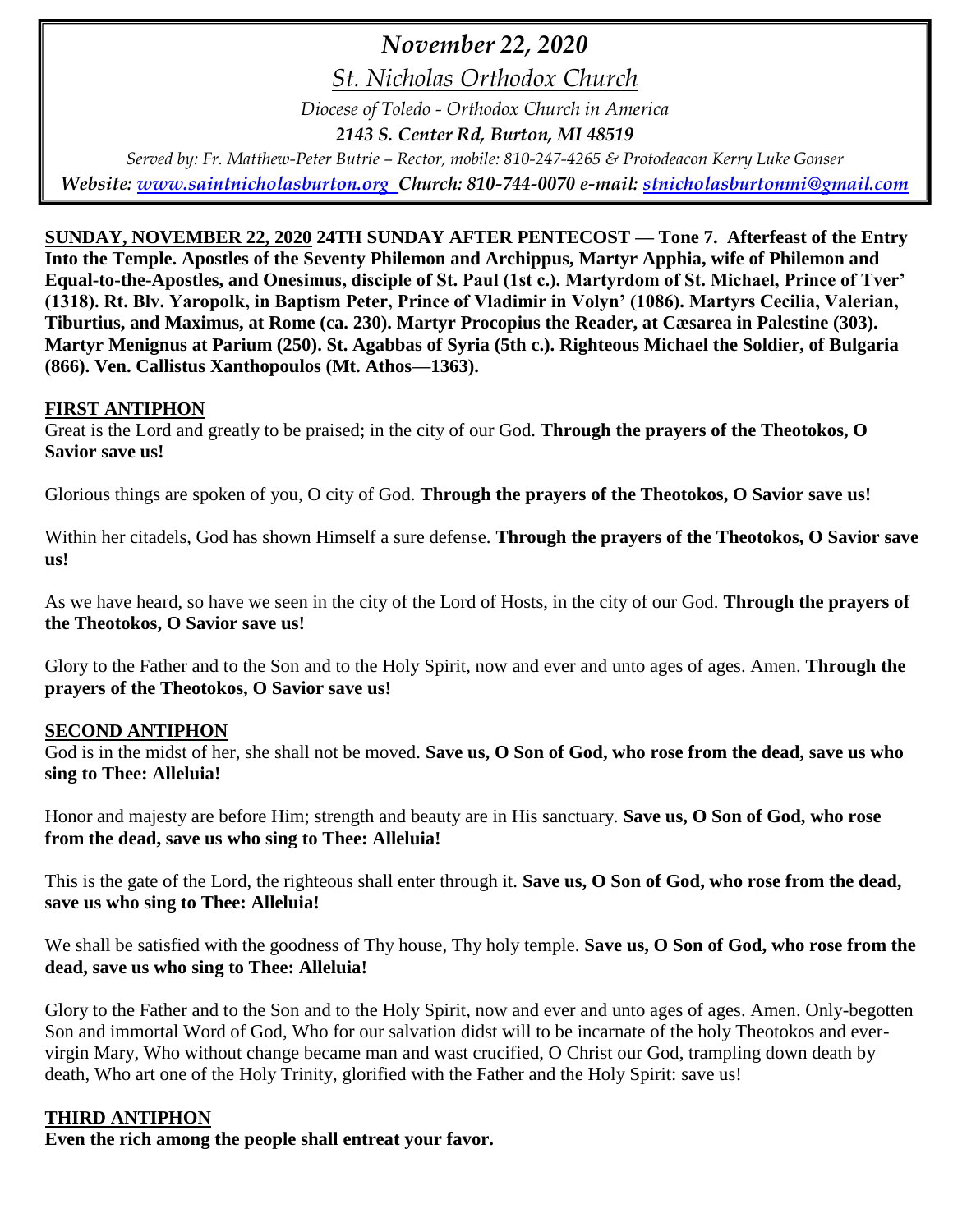# *November 22, 2020*

## *St. Nicholas Orthodox Church*

*Diocese of Toledo - Orthodox Church in America*

***2143 S. Center Rd, Burton, MI 48519***

*Served by: Fr. Matthew-Peter Butrie – Rector, mobile: 810-247-4265 & Protodeacon Kerry Luke Gonser*

***Website: www.saintnicholasburton.org Church: 810-744-0070 e-mail: stnicholasburtonmi@gmail.com***

**SUNDAY, NOVEMBER 22, 2020 24TH SUNDAY AFTER PENTECOST — Tone 7. Afterfeast of the Entry Into the Temple. Apostles of the Seventy Philemon and Archippus, Martyr Apphia, wife of Philemon and Equal-to-the-Apostles, and Onesimus, disciple of St. Paul (1st c.). Martyrdom of St. Michael, Prince of Tver' (1318). Rt. Blv. Yaropolk, in Baptism Peter, Prince of Vladimir in Volyn' (1086). Martyrs Cecilia, Valerian, Tiburtius, and Maximus, at Rome (ca. 230). Martyr Procopius the Reader, at Cæsarea in Palestine (303). Martyr Menignus at Parium (250). St. Agabbas of Syria (5th c.). Righteous Michael the Soldier, of Bulgaria (866). Ven. Callistus Xanthopoulos (Mt. Athos—1363).**

**FIRST ANTIPHON**

Great is the Lord and greatly to be praised; in the city of our God. **Through the prayers of the Theotokos, O Savior save us!**

Glorious things are spoken of you, O city of God. **Through the prayers of the Theotokos, O Savior save us!**

Within her citadels, God has shown Himself a sure defense. **Through the prayers of the Theotokos, O Savior save us!**

As we have heard, so have we seen in the city of the Lord of Hosts, in the city of our God. **Through the prayers of the Theotokos, O Savior save us!**

Glory to the Father and to the Son and to the Holy Spirit, now and ever and unto ages of ages. Amen. **Through the prayers of the Theotokos, O Savior save us!**

**SECOND ANTIPHON**

God is in the midst of her, she shall not be moved. **Save us, O Son of God, who rose from the dead, save us who sing to Thee: Alleluia!**

Honor and majesty are before Him; strength and beauty are in His sanctuary. **Save us, O Son of God, who rose from the dead, save us who sing to Thee: Alleluia!**

This is the gate of the Lord, the righteous shall enter through it. **Save us, O Son of God, who rose from the dead, save us who sing to Thee: Alleluia!**

We shall be satisfied with the goodness of Thy house, Thy holy temple. **Save us, O Son of God, who rose from the dead, save us who sing to Thee: Alleluia!**

Glory to the Father and to the Son and to the Holy Spirit, now and ever and unto ages of ages. Amen. Only-begotten Son and immortal Word of God, Who for our salvation didst will to be incarnate of the holy Theotokos and ever-virgin Mary, Who without change became man and wast crucified, O Christ our God, trampling down death by death, Who art one of the Holy Trinity, glorified with the Father and the Holy Spirit: save us!

**THIRD ANTIPHON**

**Even the rich among the people shall entreat your favor.**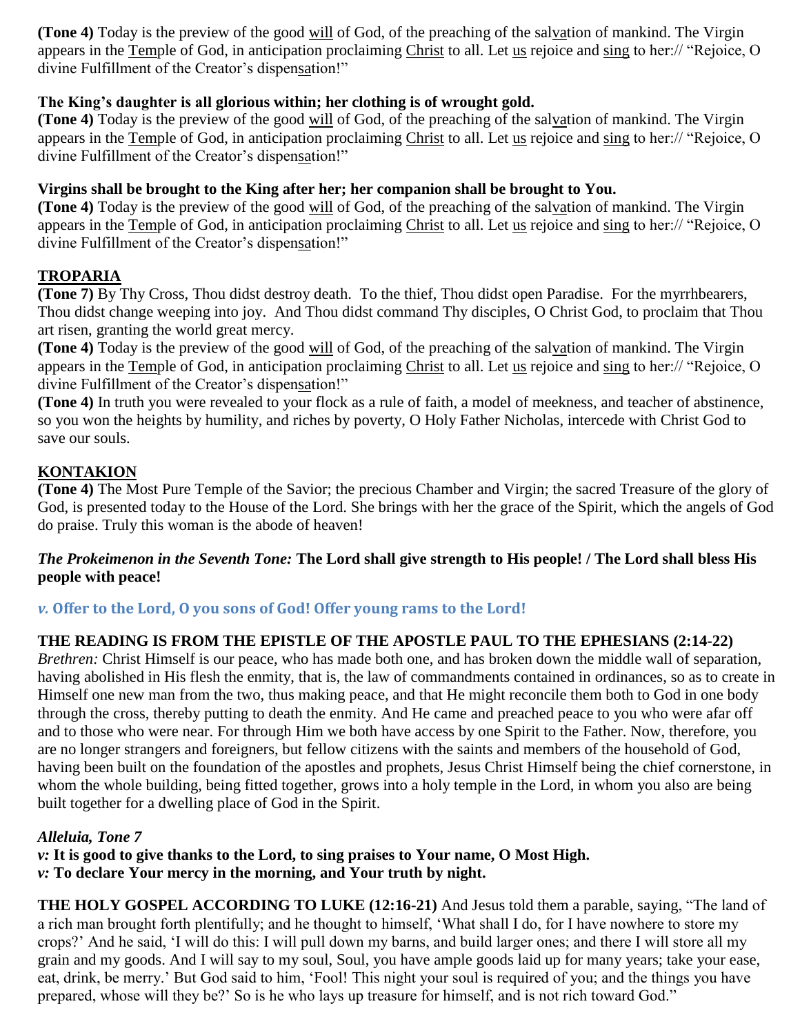**(Tone 4)** Today is the preview of the good will of God, of the preaching of the salvation of mankind. The Virgin appears in the Temple of God, in anticipation proclaiming Christ to all. Let us rejoice and sing to her:// "Rejoice, O divine Fulfillment of the Creator's dispensation!"

**The King's daughter is all glorious within; her clothing is of wrought gold.**
**(Tone 4)** Today is the preview of the good will of God, of the preaching of the salvation of mankind. The Virgin appears in the Temple of God, in anticipation proclaiming Christ to all. Let us rejoice and sing to her:// "Rejoice, O divine Fulfillment of the Creator's dispensation!"

**Virgins shall be brought to the King after her; her companion shall be brought to You.**
**(Tone 4)** Today is the preview of the good will of God, of the preaching of the salvation of mankind. The Virgin appears in the Temple of God, in anticipation proclaiming Christ to all. Let us rejoice and sing to her:// "Rejoice, O divine Fulfillment of the Creator's dispensation!"

## TROPARIA

**(Tone 7)** By Thy Cross, Thou didst destroy death. To the thief, Thou didst open Paradise. For the myrrhbearers, Thou didst change weeping into joy. And Thou didst command Thy disciples, O Christ God, to proclaim that Thou art risen, granting the world great mercy.
**(Tone 4)** Today is the preview of the good will of God, of the preaching of the salvation of mankind. The Virgin appears in the Temple of God, in anticipation proclaiming Christ to all. Let us rejoice and sing to her:// "Rejoice, O divine Fulfillment of the Creator's dispensation!"
**(Tone 4)** In truth you were revealed to your flock as a rule of faith, a model of meekness, and teacher of abstinence, so you won the heights by humility, and riches by poverty, O Holy Father Nicholas, intercede with Christ God to save our souls.

## KONTAKION

**(Tone 4)** The Most Pure Temple of the Savior; the precious Chamber and Virgin; the sacred Treasure of the glory of God, is presented today to the House of the Lord. She brings with her the grace of the Spirit, which the angels of God do praise. Truly this woman is the abode of heaven!

***The Prokeimenon in the Seventh Tone:*** **The Lord shall give strength to His people! / The Lord shall bless His people with peace!**

***v.*** **Offer to the Lord, O you sons of God! Offer young rams to the Lord!**

**THE READING IS FROM THE EPISTLE OF THE APOSTLE PAUL TO THE EPHESIANS (2:14-22)**
*Brethren:* Christ Himself is our peace, who has made both one, and has broken down the middle wall of separation, having abolished in His flesh the enmity, that is, the law of commandments contained in ordinances, so as to create in Himself one new man from the two, thus making peace, and that He might reconcile them both to God in one body through the cross, thereby putting to death the enmity. And He came and preached peace to you who were afar off and to those who were near. For through Him we both have access by one Spirit to the Father. Now, therefore, you are no longer strangers and foreigners, but fellow citizens with the saints and members of the household of God, having been built on the foundation of the apostles and prophets, Jesus Christ Himself being the chief cornerstone, in whom the whole building, being fitted together, grows into a holy temple in the Lord, in whom you also are being built together for a dwelling place of God in the Spirit.

***Alleluia, Tone 7***
***v:*** **It is good to give thanks to the Lord, to sing praises to Your name, O Most High.**
***v:*** **To declare Your mercy in the morning, and Your truth by night.**

**THE HOLY GOSPEL ACCORDING TO LUKE (12:16-21)** And Jesus told them a parable, saying, "The land of a rich man brought forth plentifully; and he thought to himself, 'What shall I do, for I have nowhere to store my crops?' And he said, 'I will do this: I will pull down my barns, and build larger ones; and there I will store all my grain and my goods. And I will say to my soul, Soul, you have ample goods laid up for many years; take your ease, eat, drink, be merry.' But God said to him, 'Fool! This night your soul is required of you; and the things you have prepared, whose will they be?' So is he who lays up treasure for himself, and is not rich toward God."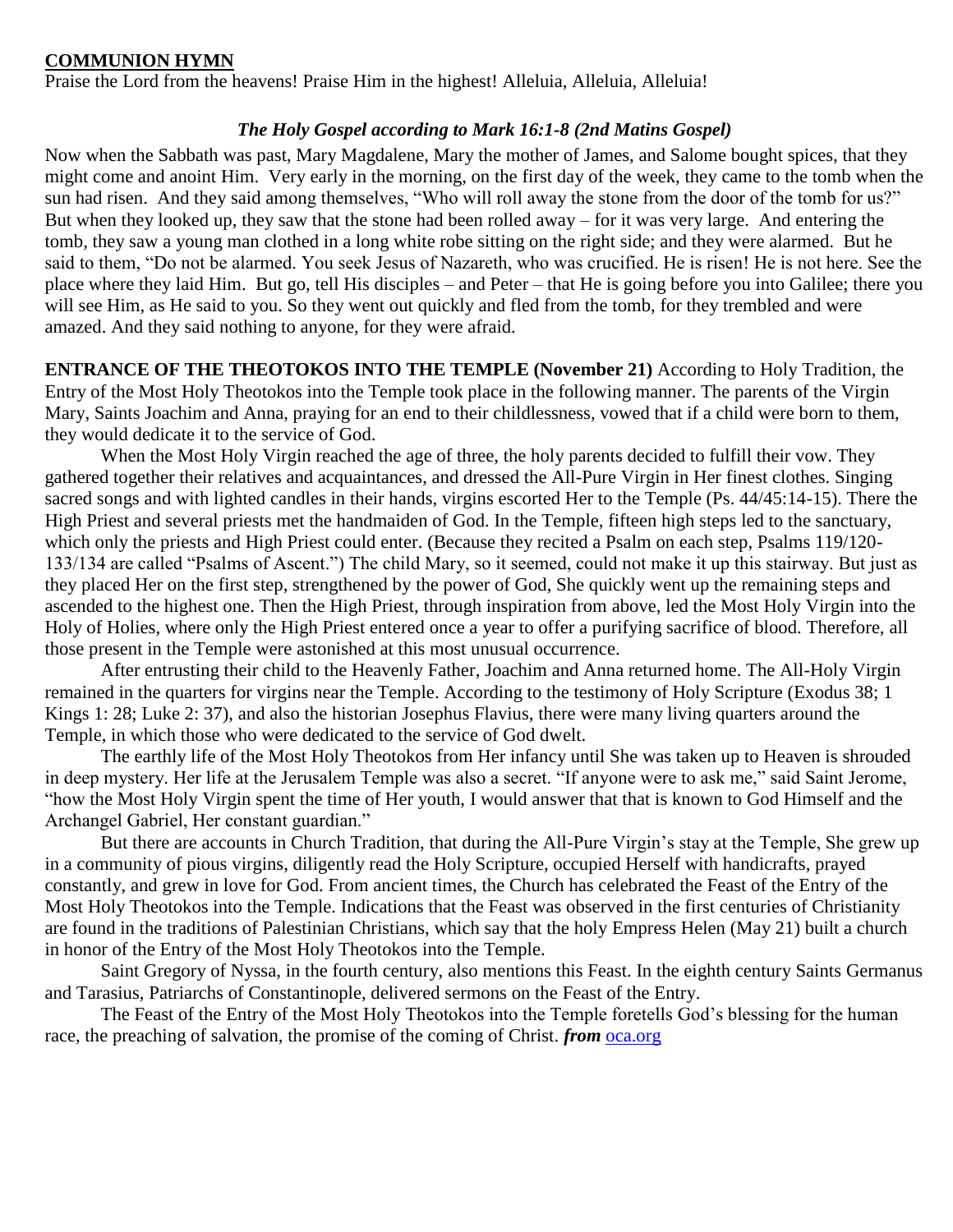**COMMUNION HYMN**

Praise the Lord from the heavens! Praise Him in the highest! Alleluia, Alleluia, Alleluia!

***The Holy Gospel according to Mark 16:1-8 (2nd Matins Gospel)***

Now when the Sabbath was past, Mary Magdalene, Mary the mother of James, and Salome bought spices, that they might come and anoint Him. Very early in the morning, on the first day of the week, they came to the tomb when the sun had risen. And they said among themselves, "Who will roll away the stone from the door of the tomb for us?" But when they looked up, they saw that the stone had been rolled away – for it was very large. And entering the tomb, they saw a young man clothed in a long white robe sitting on the right side; and they were alarmed. But he said to them, "Do not be alarmed. You seek Jesus of Nazareth, who was crucified. He is risen! He is not here. See the place where they laid Him. But go, tell His disciples – and Peter – that He is going before you into Galilee; there you will see Him, as He said to you. So they went out quickly and fled from the tomb, for they trembled and were amazed. And they said nothing to anyone, for they were afraid.

**ENTRANCE OF THE THEOTOKOS INTO THE TEMPLE (November 21)** According to Holy Tradition, the Entry of the Most Holy Theotokos into the Temple took place in the following manner. The parents of the Virgin Mary, Saints Joachim and Anna, praying for an end to their childlessness, vowed that if a child were born to them, they would dedicate it to the service of God.

When the Most Holy Virgin reached the age of three, the holy parents decided to fulfill their vow. They gathered together their relatives and acquaintances, and dressed the All-Pure Virgin in Her finest clothes. Singing sacred songs and with lighted candles in their hands, virgins escorted Her to the Temple (Ps. 44/45:14-15). There the High Priest and several priests met the handmaiden of God. In the Temple, fifteen high steps led to the sanctuary, which only the priests and High Priest could enter. (Because they recited a Psalm on each step, Psalms 119/120-133/134 are called "Psalms of Ascent.") The child Mary, so it seemed, could not make it up this stairway. But just as they placed Her on the first step, strengthened by the power of God, She quickly went up the remaining steps and ascended to the highest one. Then the High Priest, through inspiration from above, led the Most Holy Virgin into the Holy of Holies, where only the High Priest entered once a year to offer a purifying sacrifice of blood. Therefore, all those present in the Temple were astonished at this most unusual occurrence.

After entrusting their child to the Heavenly Father, Joachim and Anna returned home. The All-Holy Virgin remained in the quarters for virgins near the Temple. According to the testimony of Holy Scripture (Exodus 38; 1 Kings 1: 28; Luke 2: 37), and also the historian Josephus Flavius, there were many living quarters around the Temple, in which those who were dedicated to the service of God dwelt.

The earthly life of the Most Holy Theotokos from Her infancy until She was taken up to Heaven is shrouded in deep mystery. Her life at the Jerusalem Temple was also a secret. "If anyone were to ask me," said Saint Jerome, "how the Most Holy Virgin spent the time of Her youth, I would answer that that is known to God Himself and the Archangel Gabriel, Her constant guardian."

But there are accounts in Church Tradition, that during the All-Pure Virgin's stay at the Temple, She grew up in a community of pious virgins, diligently read the Holy Scripture, occupied Herself with handicrafts, prayed constantly, and grew in love for God. From ancient times, the Church has celebrated the Feast of the Entry of the Most Holy Theotokos into the Temple. Indications that the Feast was observed in the first centuries of Christianity are found in the traditions of Palestinian Christians, which say that the holy Empress Helen (May 21) built a church in honor of the Entry of the Most Holy Theotokos into the Temple.

Saint Gregory of Nyssa, in the fourth century, also mentions this Feast. In the eighth century Saints Germanus and Tarasius, Patriarchs of Constantinople, delivered sermons on the Feast of the Entry.

The Feast of the Entry of the Most Holy Theotokos into the Temple foretells God's blessing for the human race, the preaching of salvation, the promise of the coming of Christ. ***from*** [oca.org](http://oca.org)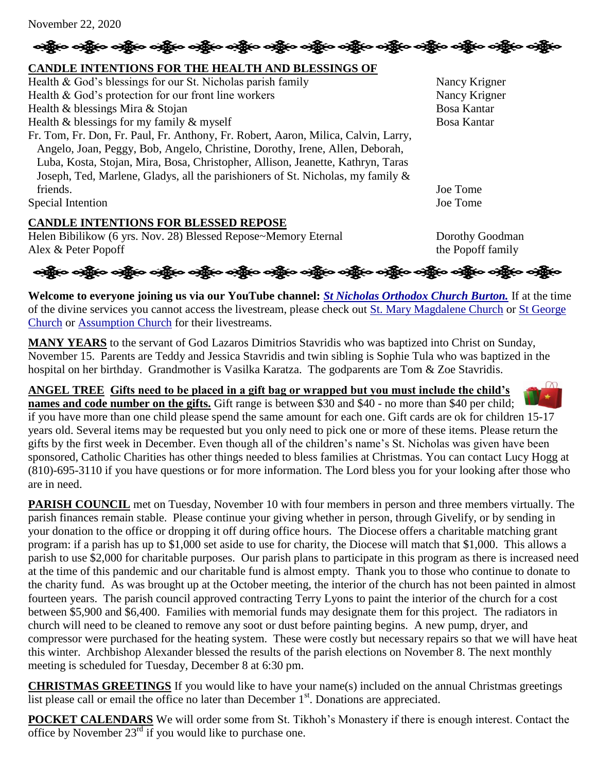November 22, 2020

**CANDLE INTENTIONS FOR THE HEALTH AND BLESSINGS OF**

| Intention | Offered by |
|---|---|
| Health & God's blessings for our St. Nicholas parish family | Nancy Krigner |
| Health & God's protection for our front line workers | Nancy Krigner |
| Health & blessings Mira & Stojan | Bosa Kantar |
| Health & blessings for my family & myself | Bosa Kantar |
| Fr. Tom, Fr. Don, Fr. Paul, Fr. Anthony, Fr. Robert, Aaron, Milica, Calvin, Larry, Angelo, Joan, Peggy, Bob, Angelo, Christine, Dorothy, Irene, Allen, Deborah, Luba, Kosta, Stojan, Mira, Bosa, Christopher, Allison, Jeanette, Kathryn, Taras Joseph, Ted, Marlene, Gladys, all the parishioners of St. Nicholas, my family & friends. | Joe Tome |
| Special Intention | Joe Tome |

**CANDLE INTENTIONS FOR BLESSED REPOSE**

| Intention | Offered by |
|---|---|
| Helen Bibilikow (6 yrs. Nov. 28) Blessed Repose~Memory Eternal | Dorothy Goodman |
| Alex & Peter Popoff | the Popoff family |

**Welcome to everyone joining us via our YouTube channel:** ***St Nicholas Orthodox Church Burton.*** If at the time of the divine services you cannot access the livestream, please check out St. Mary Magdalene Church or St George Church or Assumption Church for their livestreams.

**MANY YEARS** to the servant of God Lazaros Dimitrios Stavridis who was baptized into Christ on Sunday, November 15. Parents are Teddy and Jessica Stavridis and twin sibling is Sophie Tula who was baptized in the hospital on her birthday. Grandmother is Vasilka Karatza. The godparents are Tom & Zoe Stavridis.

**ANGEL TREE Gifts need to be placed in a gift bag or wrapped but you must include the child's names and code number on the gifts.** Gift range is between $30 and $40 - no more than $40 per child; if you have more than one child please spend the same amount for each one. Gift cards are ok for children 15-17 years old. Several items may be requested but you only need to pick one or more of these items. Please return the gifts by the first week in December. Even though all of the children's name's St. Nicholas was given have been sponsored, Catholic Charities has other things needed to bless families at Christmas. You can contact Lucy Hogg at (810)-695-3110 if you have questions or for more information. The Lord bless you for your looking after those who are in need.

**PARISH COUNCIL** met on Tuesday, November 10 with four members in person and three members virtually. The parish finances remain stable. Please continue your giving whether in person, through Givelify, or by sending in your donation to the office or dropping it off during office hours. The Diocese offers a charitable matching grant program: if a parish has up to $1,000 set aside to use for charity, the Diocese will match that $1,000. This allows a parish to use $2,000 for charitable purposes. Our parish plans to participate in this program as there is increased need at the time of this pandemic and our charitable fund is almost empty. Thank you to those who continue to donate to the charity fund. As was brought up at the October meeting, the interior of the church has not been painted in almost fourteen years. The parish council approved contracting Terry Lyons to paint the interior of the church for a cost between $5,900 and $6,400. Families with memorial funds may designate them for this project. The radiators in church will need to be cleaned to remove any soot or dust before painting begins. A new pump, dryer, and compressor were purchased for the heating system. These were costly but necessary repairs so that we will have heat this winter. Archbishop Alexander blessed the results of the parish elections on November 8. The next monthly meeting is scheduled for Tuesday, December 8 at 6:30 pm.

**CHRISTMAS GREETINGS** If you would like to have your name(s) included on the annual Christmas greetings list please call or email the office no later than December 1st. Donations are appreciated.

**POCKET CALENDARS** We will order some from St. Tikhoh's Monastery if there is enough interest. Contact the office by November 23rd if you would like to purchase one.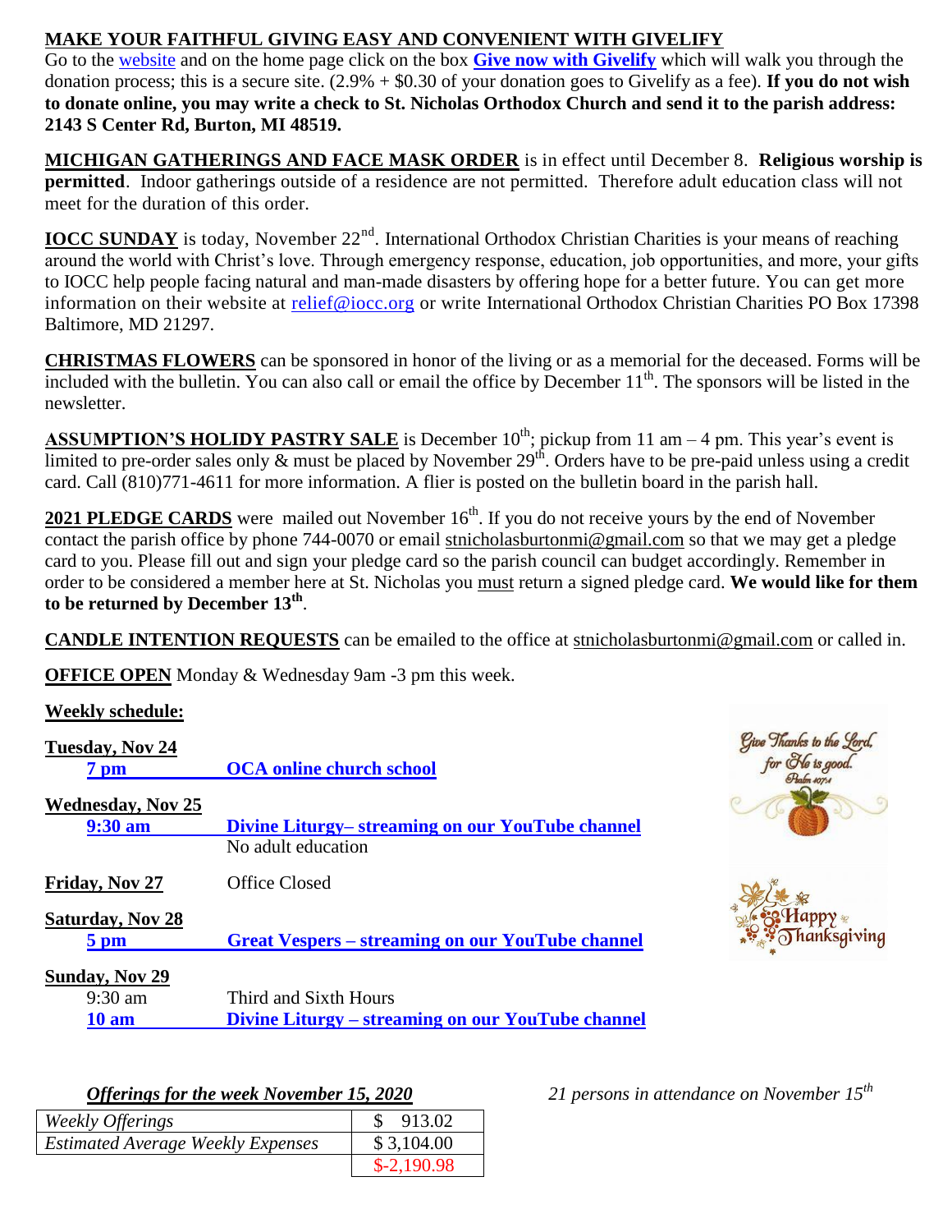**MAKE YOUR FAITHFUL GIVING EASY AND CONVENIENT WITH GIVELIFY**
Go to the website and on the home page click on the box **Give now with Givelify** which will walk you through the donation process; this is a secure site. (2.9% + $0.30 of your donation goes to Givelify as a fee). **If you do not wish to donate online, you may write a check to St. Nicholas Orthodox Church and send it to the parish address: 2143 S Center Rd, Burton, MI 48519.**

**MICHIGAN GATHERINGS AND FACE MASK ORDER** is in effect until December 8. **Religious worship is permitted**. Indoor gatherings outside of a residence are not permitted. Therefore adult education class will not meet for the duration of this order.

**IOCC SUNDAY** is today, November 22nd. International Orthodox Christian Charities is your means of reaching around the world with Christ's love. Through emergency response, education, job opportunities, and more, your gifts to IOCC help people facing natural and man-made disasters by offering hope for a better future. You can get more information on their website at relief@iocc.org or write International Orthodox Christian Charities PO Box 17398 Baltimore, MD 21297.

**CHRISTMAS FLOWERS** can be sponsored in honor of the living or as a memorial for the deceased. Forms will be included with the bulletin. You can also call or email the office by December 11th. The sponsors will be listed in the newsletter.

**ASSUMPTION'S HOLIDAY PASTRY SALE** is December 10th; pickup from 11 am – 4 pm. This year's event is limited to pre-order sales only & must be placed by November 29th. Orders have to be pre-paid unless using a credit card. Call (810)771-4611 for more information. A flier is posted on the bulletin board in the parish hall.

**2021 PLEDGE CARDS** were mailed out November 16th. If you do not receive yours by the end of November contact the parish office by phone 744-0070 or email stnicholasburtonmi@gmail.com so that we may get a pledge card to you. Please fill out and sign your pledge card so the parish council can budget accordingly. Remember in order to be considered a member here at St. Nicholas you must return a signed pledge card. **We would like for them to be returned by December 13th**.

**CANDLE INTENTION REQUESTS** can be emailed to the office at stnicholasburtonmi@gmail.com or called in.

**OFFICE OPEN** Monday & Wednesday 9am -3 pm this week.

**Weekly schedule:**

**Tuesday, Nov 24**
- **7 pm** — **OCA online church school**

**Wednesday, Nov 25**
- **9:30 am** — **Divine Liturgy– streaming on our YouTube channel**
- No adult education

**Friday, Nov 27** — Office Closed

**Saturday, Nov 28**
- **5 pm** — **Great Vespers – streaming on our YouTube channel**

**Sunday, Nov 29**
- 9:30 am — Third and Sixth Hours
- **10 am** — **Divine Liturgy – streaming on our YouTube channel**

Give Thanks to the Lord, for He is good. Psalm 107:1

Happy Thanksgiving

***Offerings for the week November 15, 2020***

| | |
|---|---|
| *Weekly Offerings* | $ 913.02 |
| *Estimated Average Weekly Expenses* | $ 3,104.00 |
| | $-2,190.98 |

*21 persons in attendance on November 15th*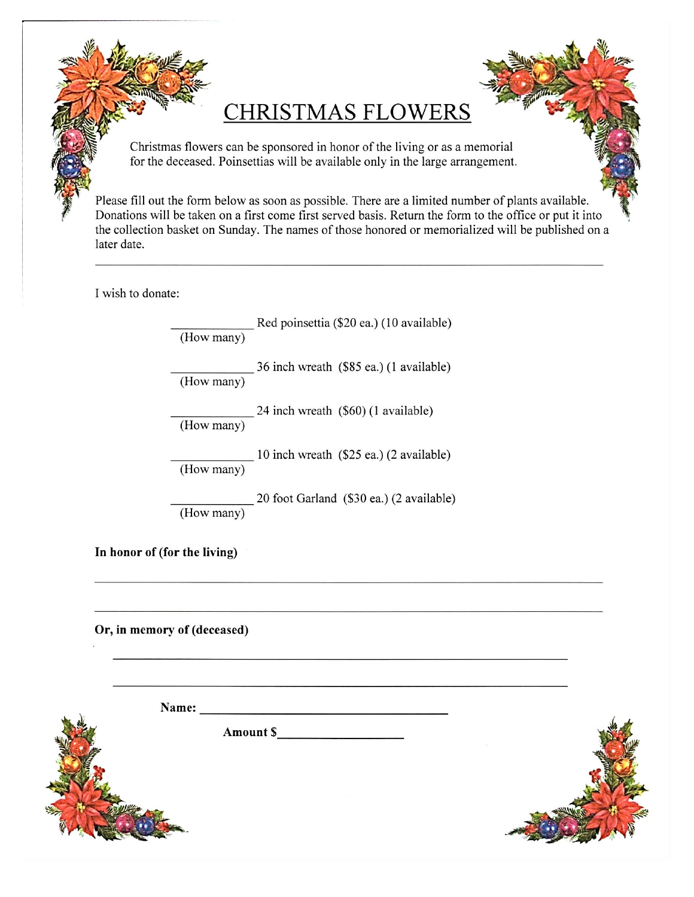# CHRISTMAS FLOWERS

Christmas flowers can be sponsored in honor of the living or as a memorial for the deceased. Poinsettias will be available only in the large arrangement.

Please fill out the form below as soon as possible. There are a limited number of plants available. Donations will be taken on a first come first served basis. Return the form to the office or put it into the collection basket on Sunday. The names of those honored or memorialized will be published on a later date.

---

I wish to donate:

____________ Red poinsettia ($20 ea.) (10 available)
(How many)

____________ 36 inch wreath ($85 ea.) (1 available)
(How many)

____________ 24 inch wreath ($60) (1 available)
(How many)

____________ 10 inch wreath ($25 ea.) (2 available)
(How many)

____________ 20 foot Garland ($30 ea.) (2 available)
(How many)

**In honor of (for the living)**

______________________________________________________________________

______________________________________________________________________

**Or, in memory of (deceased)**

______________________________________________________________________

______________________________________________________________________

**Name:** ________________________________________

**Amount $**__________________